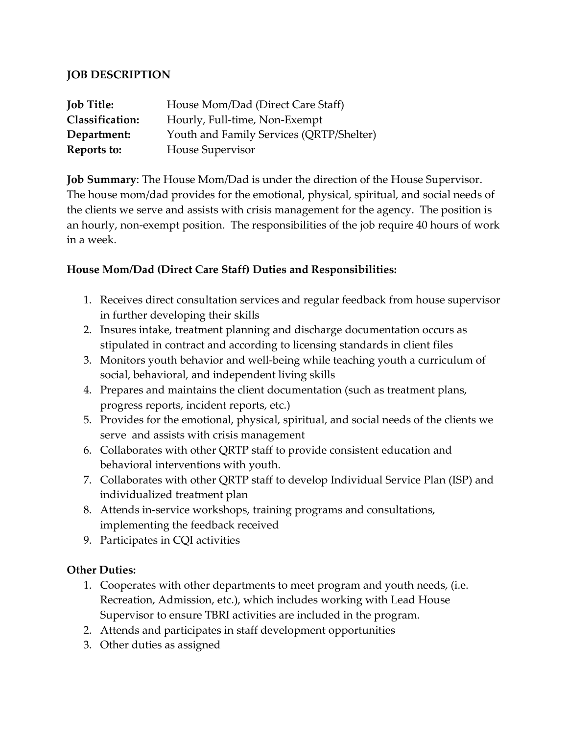**JOB DESCRIPTION**

**Job Title:** House Mom/Dad (Direct Care Staff)
**Classification:** Hourly, Full-time, Non-Exempt
**Department:** Youth and Family Services (QRTP/Shelter)
**Reports to:** House Supervisor

**Job Summary**: The House Mom/Dad is under the direction of the House Supervisor. The house mom/dad provides for the emotional, physical, spiritual, and social needs of the clients we serve and assists with crisis management for the agency. The position is an hourly, non-exempt position. The responsibilities of the job require 40 hours of work in a week.

**House Mom/Dad (Direct Care Staff) Duties and Responsibilities:**

1. Receives direct consultation services and regular feedback from house supervisor in further developing their skills
2. Insures intake, treatment planning and discharge documentation occurs as stipulated in contract and according to licensing standards in client files
3. Monitors youth behavior and well-being while teaching youth a curriculum of social, behavioral, and independent living skills
4. Prepares and maintains the client documentation (such as treatment plans, progress reports, incident reports, etc.)
5. Provides for the emotional, physical, spiritual, and social needs of the clients we serve and assists with crisis management
6. Collaborates with other QRTP staff to provide consistent education and behavioral interventions with youth.
7. Collaborates with other QRTP staff to develop Individual Service Plan (ISP) and individualized treatment plan
8. Attends in-service workshops, training programs and consultations, implementing the feedback received
9. Participates in CQI activities

**Other Duties:**

1. Cooperates with other departments to meet program and youth needs, (i.e. Recreation, Admission, etc.), which includes working with Lead House Supervisor to ensure TBRI activities are included in the program.
2. Attends and participates in staff development opportunities
3. Other duties as assigned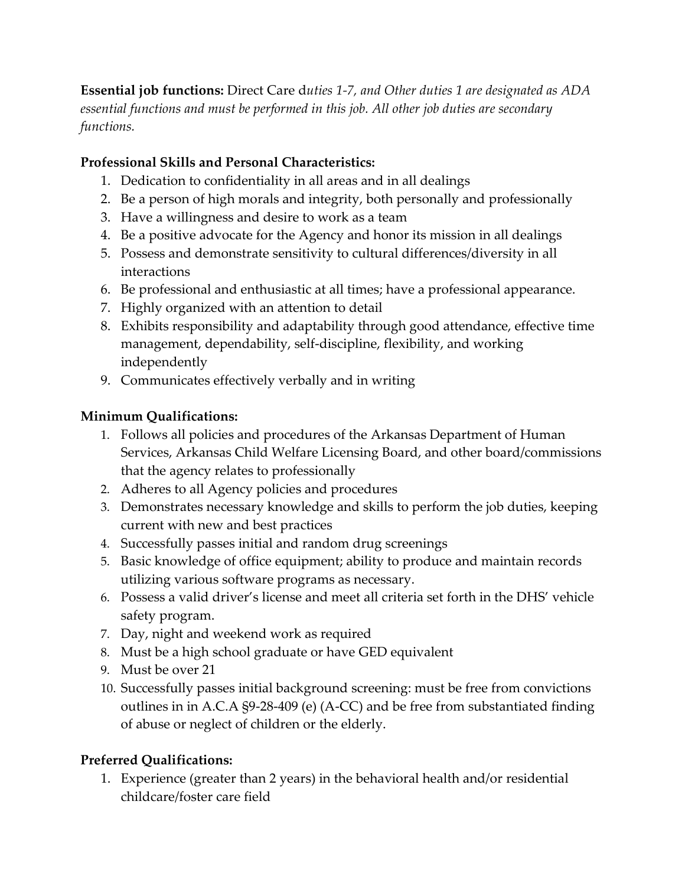**Essential job functions:** Direct Care d*uties 1-7, and Other duties 1 are designated as ADA essential functions and must be performed in this job. All other job duties are secondary functions.*

**Professional Skills and Personal Characteristics:**

1. Dedication to confidentiality in all areas and in all dealings
2. Be a person of high morals and integrity, both personally and professionally
3. Have a willingness and desire to work as a team
4. Be a positive advocate for the Agency and honor its mission in all dealings
5. Possess and demonstrate sensitivity to cultural differences/diversity in all interactions
6. Be professional and enthusiastic at all times; have a professional appearance.
7. Highly organized with an attention to detail
8. Exhibits responsibility and adaptability through good attendance, effective time management, dependability, self-discipline, flexibility, and working independently
9. Communicates effectively verbally and in writing

**Minimum Qualifications:**

1. Follows all policies and procedures of the Arkansas Department of Human Services, Arkansas Child Welfare Licensing Board, and other board/commissions that the agency relates to professionally
2. Adheres to all Agency policies and procedures
3. Demonstrates necessary knowledge and skills to perform the job duties, keeping current with new and best practices
4. Successfully passes initial and random drug screenings
5. Basic knowledge of office equipment; ability to produce and maintain records utilizing various software programs as necessary.
6. Possess a valid driver's license and meet all criteria set forth in the DHS' vehicle safety program.
7. Day, night and weekend work as required
8. Must be a high school graduate or have GED equivalent
9. Must be over 21
10. Successfully passes initial background screening: must be free from convictions outlines in in A.C.A §9-28-409 (e) (A-CC) and be free from substantiated finding of abuse or neglect of children or the elderly.

**Preferred Qualifications:**

1. Experience (greater than 2 years) in the behavioral health and/or residential childcare/foster care field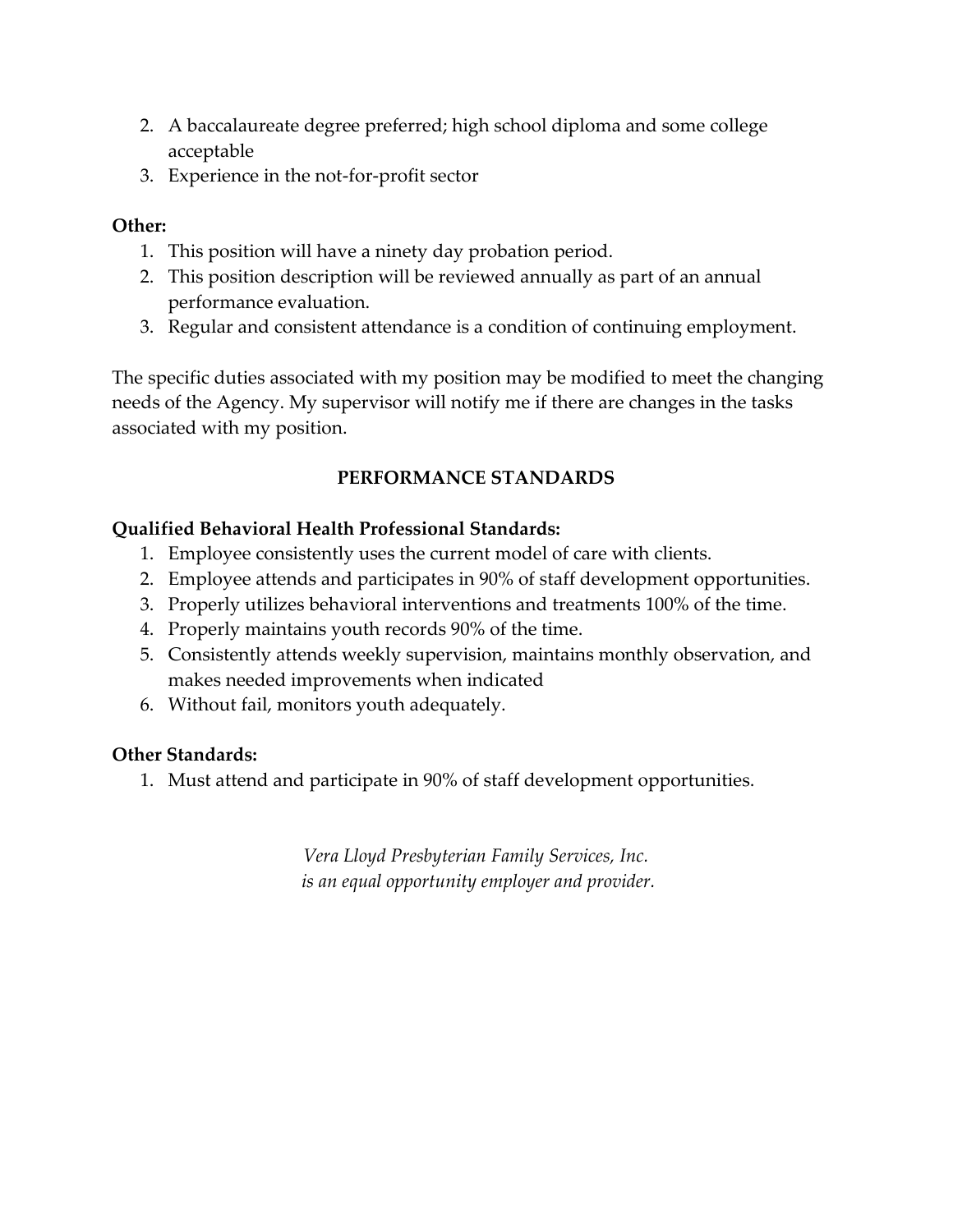2. A baccalaureate degree preferred; high school diploma and some college acceptable
3. Experience in the not-for-profit sector

**Other:**

1. This position will have a ninety day probation period.
2. This position description will be reviewed annually as part of an annual performance evaluation.
3. Regular and consistent attendance is a condition of continuing employment.

The specific duties associated with my position may be modified to meet the changing needs of the Agency. My supervisor will notify me if there are changes in the tasks associated with my position.

## PERFORMANCE STANDARDS

**Qualified Behavioral Health Professional Standards:**

1. Employee consistently uses the current model of care with clients.
2. Employee attends and participates in 90% of staff development opportunities.
3. Properly utilizes behavioral interventions and treatments 100% of the time.
4. Properly maintains youth records 90% of the time.
5. Consistently attends weekly supervision, maintains monthly observation, and makes needed improvements when indicated
6. Without fail, monitors youth adequately.

**Other Standards:**

1. Must attend and participate in 90% of staff development opportunities.

*Vera Lloyd Presbyterian Family Services, Inc.*
*is an equal opportunity employer and provider.*